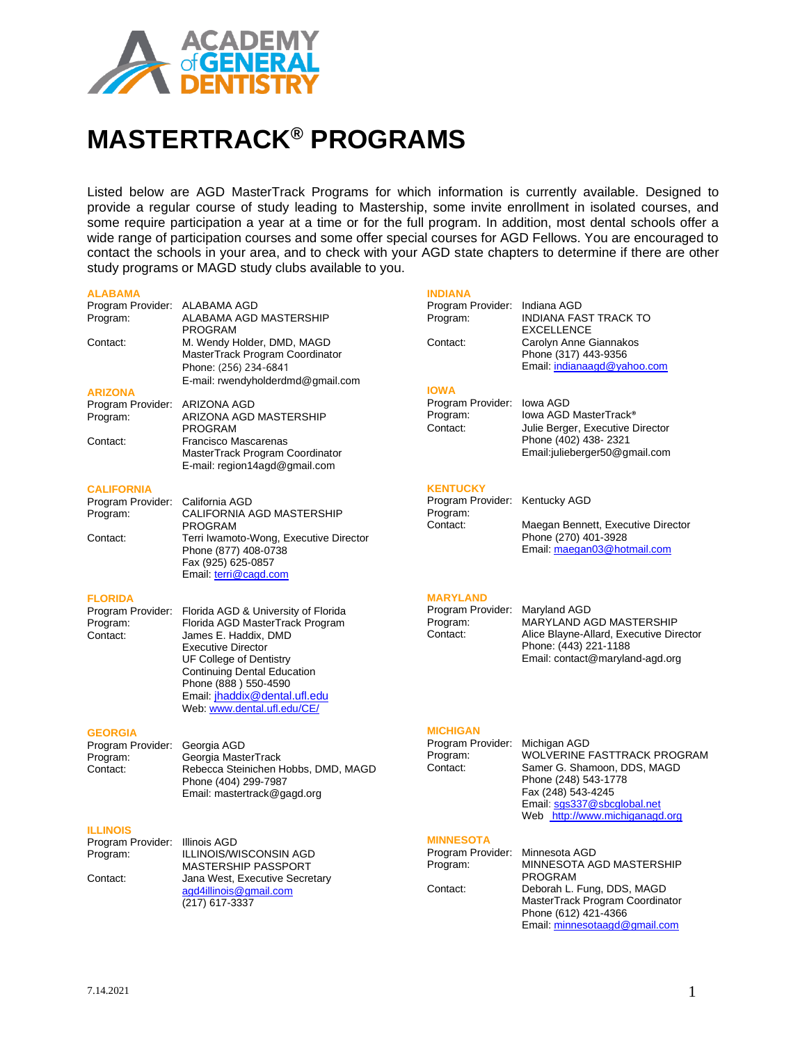# MASTERTRACK® PROGRAMS

Listed below are AGD MasterTrack Programs for which information is currently available. Designed to provide a regular course of study leading to Mastership, some invite enrollment in isolated courses, and some require participation a year at a time or for the full program. In addition, most dental schools offer a wide range of participation courses and some offer special courses for AGD Fellows. You are encouraged to contact the schools in your area, and to check with your AGD state chapters to determine if there are other study programs or MAGD study clubs available to you.

### ALABAMA

Program Provider: ALABAMA AGD
Program: ALABAMA AGD MASTERSHIP PROGRAM
Contact: M. Wendy Holder, DMD, MAGD
MasterTrack Program Coordinator
Phone: (256) 234-6841
E-mail: rwendyholderdmd@gmail.com

### ARIZONA

Program Provider: ARIZONA AGD
Program: ARIZONA AGD MASTERSHIP PROGRAM
Contact: Francisco Mascarenas
MasterTrack Program Coordinator
E-mail: region14agd@gmail.com

### CALIFORNIA

Program Provider: California AGD
Program: CALIFORNIA AGD MASTERSHIP PROGRAM
Contact: Terri Iwamoto-Wong, Executive Director
Phone (877) 408-0738
Fax (925) 625-0857
Email: terri@cagd.com

### FLORIDA

Program Provider: Florida AGD & University of Florida
Program: Florida AGD MasterTrack Program
Contact: James E. Haddix, DMD
Executive Director
UF College of Dentistry
Continuing Dental Education
Phone (888 ) 550-4590
Email: jhaddix@dental.ufl.edu
Web: www.dental.ufl.edu/CE/

### GEORGIA

Program Provider: Georgia AGD
Program: Georgia MasterTrack
Contact: Rebecca Steinichen Hobbs, DMD, MAGD
Phone (404) 299-7987
Email: mastertrack@gagd.org

### ILLINOIS

Program Provider: Illinois AGD
Program: ILLINOIS/WISCONSIN AGD MASTERSHIP PASSPORT
Contact: Jana West, Executive Secretary
agd4illinois@gmail.com
(217) 617-3337

### INDIANA

Program Provider: Indiana AGD
Program: INDIANA FAST TRACK TO EXCELLENCE
Contact: Carolyn Anne Giannakos
Phone (317) 443-9356
Email: indianaagd@yahoo.com

### IOWA

Program Provider: Iowa AGD
Program: Iowa AGD MasterTrack®
Contact: Julie Berger, Executive Director
Phone (402) 438- 2321
Email:julieberger50@gmail.com

### KENTUCKY

Program Provider: Kentucky AGD
Program:
Contact: Maegan Bennett, Executive Director
Phone (270) 401-3928
Email: maegan03@hotmail.com

### MARYLAND

Program Provider: Maryland AGD
Program: MARYLAND AGD MASTERSHIP
Contact: Alice Blayne-Allard, Executive Director
Phone: (443) 221-1188
Email: contact@maryland-agd.org

### MICHIGAN

Program Provider: Michigan AGD
Program: WOLVERINE FASTTRACK PROGRAM
Contact: Samer G. Shamoon, DDS, MAGD
Phone (248) 543-1778
Fax (248) 543-4245
Email: sgs337@sbcglobal.net
Web http://www.michiganagd.org

### MINNESOTA

Program Provider: Minnesota AGD
Program: MINNESOTA AGD MASTERSHIP PROGRAM
Contact: Deborah L. Fung, DDS, MAGD
MasterTrack Program Coordinator
Phone (612) 421-4366
Email: minnesotaagd@gmail.com

7.14.2021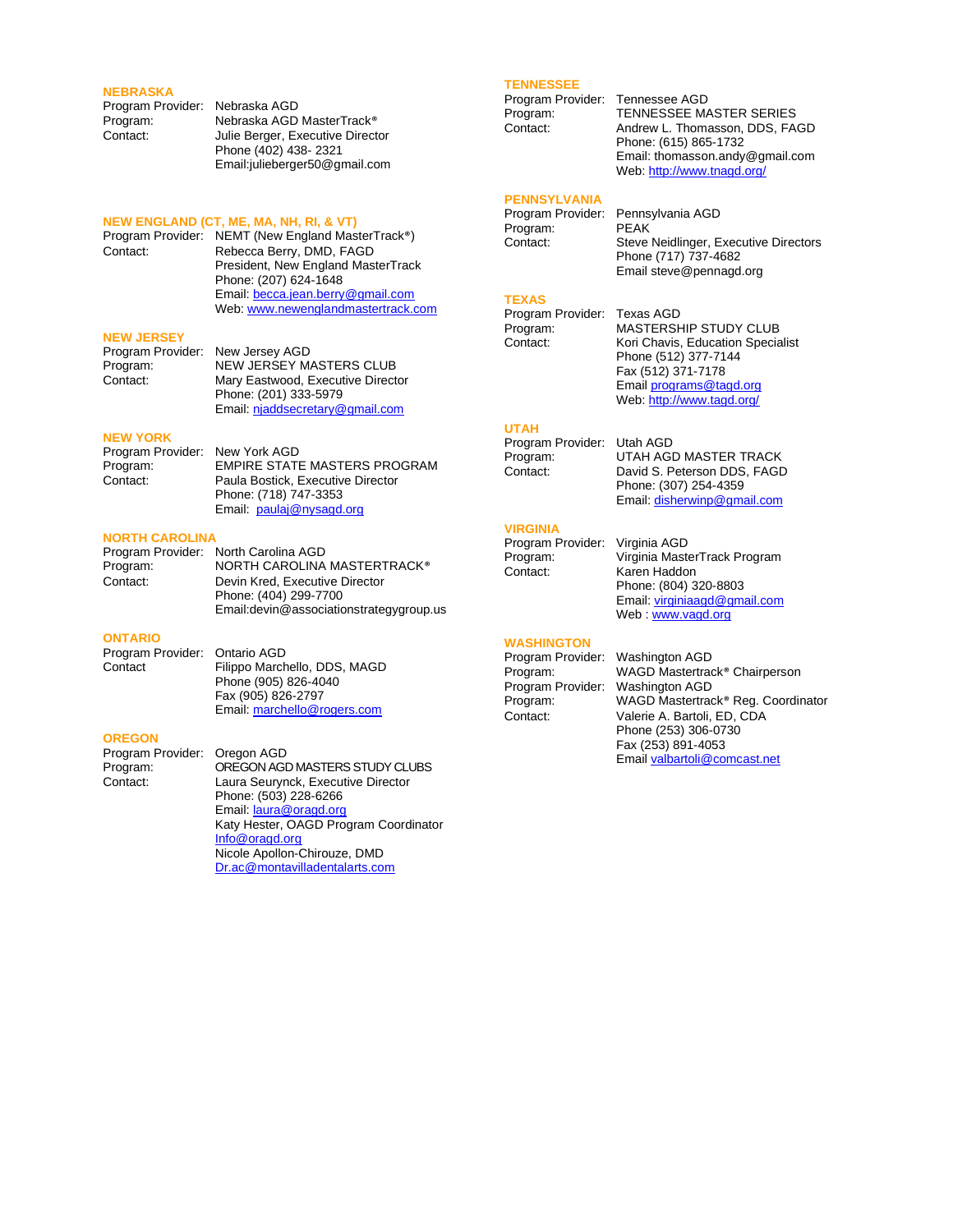## NEBRASKA

Program Provider: Nebraska AGD
Program: Nebraska AGD MasterTrack®
Contact: Julie Berger, Executive Director
Phone (402) 438- 2321
Email:julieberger50@gmail.com

## NEW ENGLAND (CT, ME, MA, NH, RI, & VT)

Program Provider: NEMT (New England MasterTrack®)
Contact: Rebecca Berry, DMD, FAGD
President, New England MasterTrack
Phone: (207) 624-1648
Email: becca.jean.berry@gmail.com
Web: www.newenglandmastertrack.com

## NEW JERSEY

Program Provider: New Jersey AGD
Program: NEW JERSEY MASTERS CLUB
Contact: Mary Eastwood, Executive Director
Phone: (201) 333-5979
Email: njaddsecretary@gmail.com

## NEW YORK

Program Provider: New York AGD
Program: EMPIRE STATE MASTERS PROGRAM
Contact: Paula Bostick, Executive Director
Phone: (718) 747-3353
Email: paulaj@nysagd.org

## NORTH CAROLINA

Program Provider: North Carolina AGD
Program: NORTH CAROLINA MASTERTRACK®
Contact: Devin Kred, Executive Director
Phone: (404) 299-7700
Email:devin@associationstrategygroup.us

## ONTARIO

Program Provider: Ontario AGD
Contact Filippo Marchello, DDS, MAGD
Phone (905) 826-4040
Fax (905) 826-2797
Email: marchello@rogers.com

## OREGON

Program Provider: Oregon AGD
Program: OREGON AGD MASTERS STUDY CLUBS
Contact: Laura Seurynck, Executive Director
Phone: (503) 228-6266
Email: laura@oragd.org
Katy Hester, OAGD Program Coordinator
Info@oragd.org
Nicole Apollon-Chirouze, DMD
Dr.ac@montavilladentalarts.com

## TENNESSEE

Program Provider: Tennessee AGD
Program: TENNESSEE MASTER SERIES
Contact: Andrew L. Thomasson, DDS, FAGD
Phone: (615) 865-1732
Email: thomasson.andy@gmail.com
Web: http://www.tnagd.org/

## PENNSYLVANIA

Program Provider: Pennsylvania AGD
Program: PEAK
Contact: Steve Neidlinger, Executive Directors
Phone (717) 737-4682
Email steve@pennagd.org

## TEXAS

Program Provider: Texas AGD
Program: MASTERSHIP STUDY CLUB
Contact: Kori Chavis, Education Specialist
Phone (512) 377-7144
Fax (512) 371-7178
Email programs@tagd.org
Web: http://www.tagd.org/

## UTAH

Program Provider: Utah AGD
Program: UTAH AGD MASTER TRACK
Contact: David S. Peterson DDS, FAGD
Phone: (307) 254-4359
Email: disherwinp@gmail.com

## VIRGINIA

Program Provider: Virginia AGD
Program: Virginia MasterTrack Program
Contact: Karen Haddon
Phone: (804) 320-8803
Email: virginiaagd@gmail.com
Web : www.vagd.org

## WASHINGTON

Program Provider: Washington AGD
Program: WAGD Mastertrack® Chairperson
Program Provider: Washington AGD
Program: WAGD Mastertrack® Reg. Coordinator
Contact: Valerie A. Bartoli, ED, CDA
Phone (253) 306-0730
Fax (253) 891-4053
Email valbartoli@comcast.net